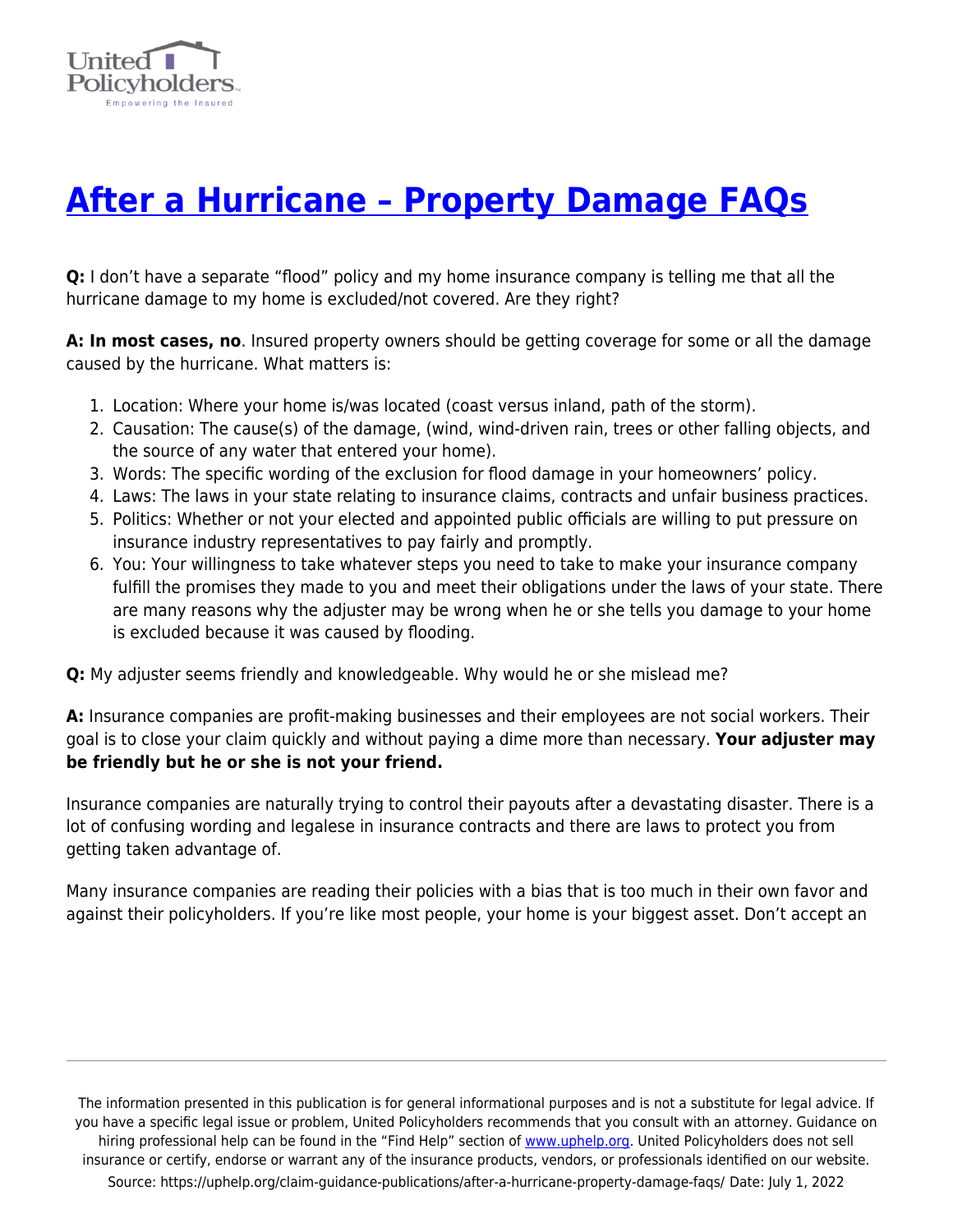# [After a Hurricane – Property Damage FAQs](https://uphelp.org/claim-guidance-publications/after-a-hurricane-property-damage-faqs/)

**Q:** I don't have a separate "flood" policy and my home insurance company is telling me that all the hurricane damage to my home is excluded/not covered. Are they right?

**A: In most cases, no**. Insured property owners should be getting coverage for some or all the damage caused by the hurricane. What matters is:

1. Location: Where your home is/was located (coast versus inland, path of the storm).
2. Causation: The cause(s) of the damage, (wind, wind-driven rain, trees or other falling objects, and the source of any water that entered your home).
3. Words: The specific wording of the exclusion for flood damage in your homeowners' policy.
4. Laws: The laws in your state relating to insurance claims, contracts and unfair business practices.
5. Politics: Whether or not your elected and appointed public officials are willing to put pressure on insurance industry representatives to pay fairly and promptly.
6. You: Your willingness to take whatever steps you need to take to make your insurance company fulfill the promises they made to you and meet their obligations under the laws of your state. There are many reasons why the adjuster may be wrong when he or she tells you damage to your home is excluded because it was caused by flooding.

**Q:** My adjuster seems friendly and knowledgeable. Why would he or she mislead me?

**A:** Insurance companies are profit-making businesses and their employees are not social workers. Their goal is to close your claim quickly and without paying a dime more than necessary. **Your adjuster may be friendly but he or she is not your friend.**

Insurance companies are naturally trying to control their payouts after a devastating disaster. There is a lot of confusing wording and legalese in insurance contracts and there are laws to protect you from getting taken advantage of.

Many insurance companies are reading their policies with a bias that is too much in their own favor and against their policyholders. If you're like most people, your home is your biggest asset. Don't accept an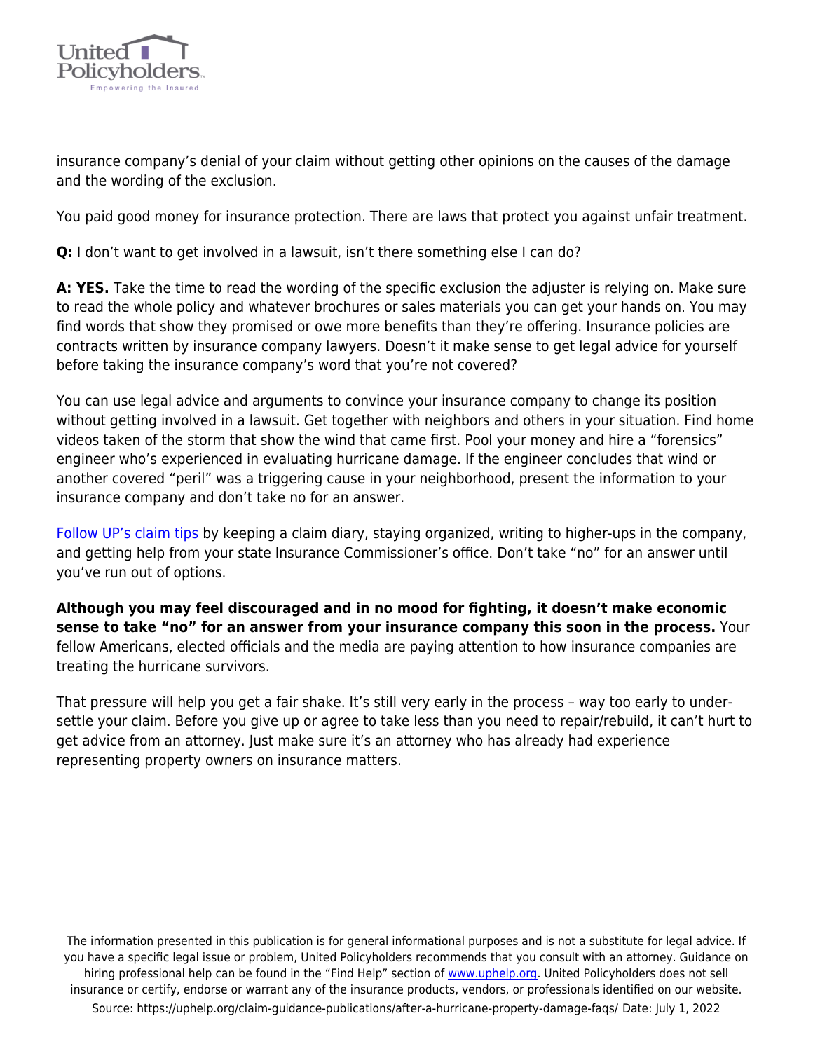insurance company's denial of your claim without getting other opinions on the causes of the damage and the wording of the exclusion.

You paid good money for insurance protection. There are laws that protect you against unfair treatment.

**Q:** I don't want to get involved in a lawsuit, isn't there something else I can do?

**A: YES.** Take the time to read the wording of the specific exclusion the adjuster is relying on. Make sure to read the whole policy and whatever brochures or sales materials you can get your hands on. You may find words that show they promised or owe more benefits than they're offering. Insurance policies are contracts written by insurance company lawyers. Doesn't it make sense to get legal advice for yourself before taking the insurance company's word that you're not covered?

You can use legal advice and arguments to convince your insurance company to change its position without getting involved in a lawsuit. Get together with neighbors and others in your situation. Find home videos taken of the storm that show the wind that came first. Pool your money and hire a "forensics" engineer who's experienced in evaluating hurricane damage. If the engineer concludes that wind or another covered "peril" was a triggering cause in your neighborhood, present the information to your insurance company and don't take no for an answer.

[Follow UP's claim tips](#) by keeping a claim diary, staying organized, writing to higher-ups in the company, and getting help from your state Insurance Commissioner's office. Don't take "no" for an answer until you've run out of options.

**Although you may feel discouraged and in no mood for fighting, it doesn't make economic sense to take "no" for an answer from your insurance company this soon in the process.** Your fellow Americans, elected officials and the media are paying attention to how insurance companies are treating the hurricane survivors.

That pressure will help you get a fair shake. It's still very early in the process – way too early to under-settle your claim. Before you give up or agree to take less than you need to repair/rebuild, it can't hurt to get advice from an attorney. Just make sure it's an attorney who has already had experience representing property owners on insurance matters.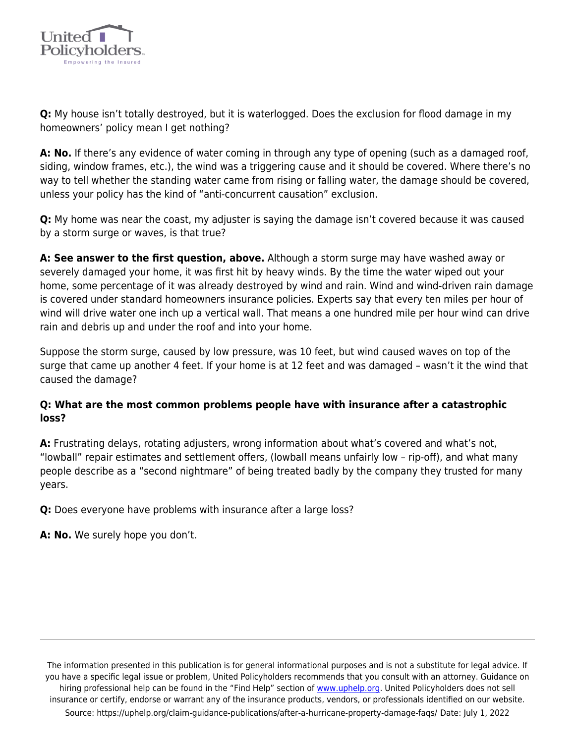**Q:** My house isn't totally destroyed, but it is waterlogged. Does the exclusion for flood damage in my homeowners' policy mean I get nothing?

**A: No.** If there's any evidence of water coming in through any type of opening (such as a damaged roof, siding, window frames, etc.), the wind was a triggering cause and it should be covered. Where there's no way to tell whether the standing water came from rising or falling water, the damage should be covered, unless your policy has the kind of "anti-concurrent causation" exclusion.

**Q:** My home was near the coast, my adjuster is saying the damage isn't covered because it was caused by a storm surge or waves, is that true?

**A: See answer to the first question, above.** Although a storm surge may have washed away or severely damaged your home, it was first hit by heavy winds. By the time the water wiped out your home, some percentage of it was already destroyed by wind and rain. Wind and wind-driven rain damage is covered under standard homeowners insurance policies. Experts say that every ten miles per hour of wind will drive water one inch up a vertical wall. That means a one hundred mile per hour wind can drive rain and debris up and under the roof and into your home.

Suppose the storm surge, caused by low pressure, was 10 feet, but wind caused waves on top of the surge that came up another 4 feet. If your home is at 12 feet and was damaged – wasn't it the wind that caused the damage?

**Q: What are the most common problems people have with insurance after a catastrophic loss?**

**A:** Frustrating delays, rotating adjusters, wrong information about what's covered and what's not, "lowball" repair estimates and settlement offers, (lowball means unfairly low – rip-off), and what many people describe as a "second nightmare" of being treated badly by the company they trusted for many years.

**Q:** Does everyone have problems with insurance after a large loss?

**A: No.** We surely hope you don't.

---

The information presented in this publication is for general informational purposes and is not a substitute for legal advice. If you have a specific legal issue or problem, United Policyholders recommends that you consult with an attorney. Guidance on hiring professional help can be found in the "Find Help" section of www.uphelp.org. United Policyholders does not sell insurance or certify, endorse or warrant any of the insurance products, vendors, or professionals identified on our website.
Source: https://uphelp.org/claim-guidance-publications/after-a-hurricane-property-damage-faqs/ Date: July 1, 2022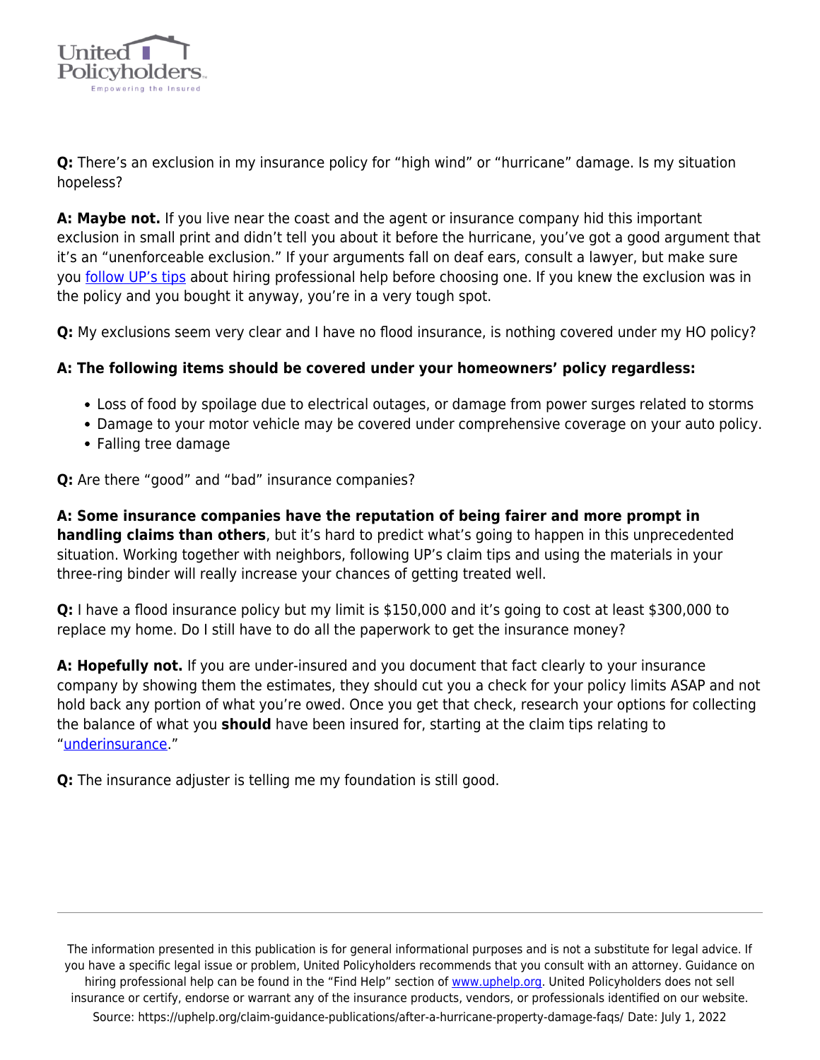**Q:** There's an exclusion in my insurance policy for "high wind" or "hurricane" damage. Is my situation hopeless?

**A: Maybe not.** If you live near the coast and the agent or insurance company hid this important exclusion in small print and didn't tell you about it before the hurricane, you've got a good argument that it's an "unenforceable exclusion." If your arguments fall on deaf ears, consult a lawyer, but make sure you follow UP's tips about hiring professional help before choosing one. If you knew the exclusion was in the policy and you bought it anyway, you're in a very tough spot.

**Q:** My exclusions seem very clear and I have no flood insurance, is nothing covered under my HO policy?

**A: The following items should be covered under your homeowners' policy regardless:**

- Loss of food by spoilage due to electrical outages, or damage from power surges related to storms
- Damage to your motor vehicle may be covered under comprehensive coverage on your auto policy.
- Falling tree damage

**Q:** Are there "good" and "bad" insurance companies?

**A: Some insurance companies have the reputation of being fairer and more prompt in handling claims than others**, but it's hard to predict what's going to happen in this unprecedented situation. Working together with neighbors, following UP's claim tips and using the materials in your three-ring binder will really increase your chances of getting treated well.

**Q:** I have a flood insurance policy but my limit is $150,000 and it's going to cost at least $300,000 to replace my home. Do I still have to do all the paperwork to get the insurance money?

**A: Hopefully not.** If you are under-insured and you document that fact clearly to your insurance company by showing them the estimates, they should cut you a check for your policy limits ASAP and not hold back any portion of what you're owed. Once you get that check, research your options for collecting the balance of what you **should** have been insured for, starting at the claim tips relating to "underinsurance."

**Q:** The insurance adjuster is telling me my foundation is still good.

The information presented in this publication is for general informational purposes and is not a substitute for legal advice. If you have a specific legal issue or problem, United Policyholders recommends that you consult with an attorney. Guidance on hiring professional help can be found in the "Find Help" section of www.uphelp.org. United Policyholders does not sell insurance or certify, endorse or warrant any of the insurance products, vendors, or professionals identified on our website. Source: https://uphelp.org/claim-guidance-publications/after-a-hurricane-property-damage-faqs/ Date: July 1, 2022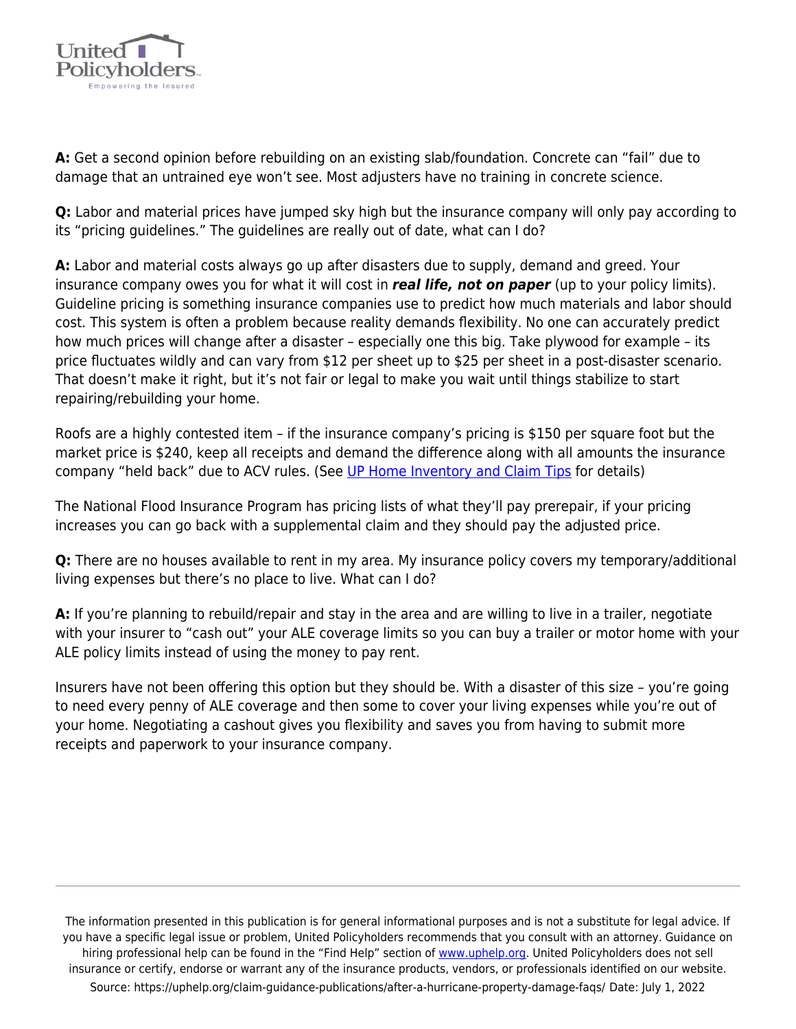**A:** Get a second opinion before rebuilding on an existing slab/foundation. Concrete can "fail" due to damage that an untrained eye won't see. Most adjusters have no training in concrete science.

**Q:** Labor and material prices have jumped sky high but the insurance company will only pay according to its "pricing guidelines." The guidelines are really out of date, what can I do?

**A:** Labor and material costs always go up after disasters due to supply, demand and greed. Your insurance company owes you for what it will cost in ***real life, not on paper*** (up to your policy limits). Guideline pricing is something insurance companies use to predict how much materials and labor should cost. This system is often a problem because reality demands flexibility. No one can accurately predict how much prices will change after a disaster – especially one this big. Take plywood for example – its price fluctuates wildly and can vary from $12 per sheet up to $25 per sheet in a post-disaster scenario. That doesn't make it right, but it's not fair or legal to make you wait until things stabilize to start repairing/rebuilding your home.

Roofs are a highly contested item – if the insurance company's pricing is $150 per square foot but the market price is $240, keep all receipts and demand the difference along with all amounts the insurance company "held back" due to ACV rules. (See UP Home Inventory and Claim Tips for details)

The National Flood Insurance Program has pricing lists of what they'll pay prerepair, if your pricing increases you can go back with a supplemental claim and they should pay the adjusted price.

**Q:** There are no houses available to rent in my area. My insurance policy covers my temporary/additional living expenses but there's no place to live. What can I do?

**A:** If you're planning to rebuild/repair and stay in the area and are willing to live in a trailer, negotiate with your insurer to "cash out" your ALE coverage limits so you can buy a trailer or motor home with your ALE policy limits instead of using the money to pay rent.

Insurers have not been offering this option but they should be. With a disaster of this size – you're going to need every penny of ALE coverage and then some to cover your living expenses while you're out of your home. Negotiating a cashout gives you flexibility and saves you from having to submit more receipts and paperwork to your insurance company.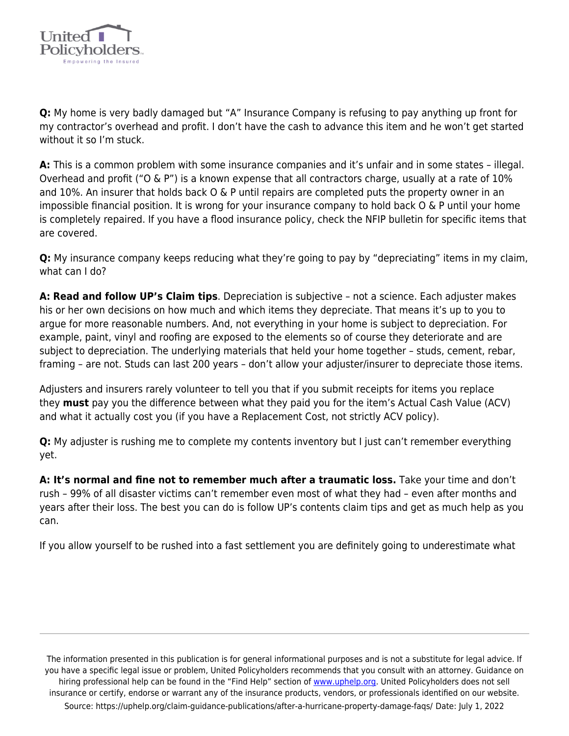**Q:** My home is very badly damaged but "A" Insurance Company is refusing to pay anything up front for my contractor's overhead and profit. I don't have the cash to advance this item and he won't get started without it so I'm stuck.

**A:** This is a common problem with some insurance companies and it's unfair and in some states – illegal. Overhead and profit ("O & P") is a known expense that all contractors charge, usually at a rate of 10% and 10%. An insurer that holds back O & P until repairs are completed puts the property owner in an impossible financial position. It is wrong for your insurance company to hold back O & P until your home is completely repaired. If you have a flood insurance policy, check the NFIP bulletin for specific items that are covered.

**Q:** My insurance company keeps reducing what they're going to pay by "depreciating" items in my claim, what can I do?

**A: Read and follow UP's Claim tips**. Depreciation is subjective – not a science. Each adjuster makes his or her own decisions on how much and which items they depreciate. That means it's up to you to argue for more reasonable numbers. And, not everything in your home is subject to depreciation. For example, paint, vinyl and roofing are exposed to the elements so of course they deteriorate and are subject to depreciation. The underlying materials that held your home together – studs, cement, rebar, framing – are not. Studs can last 200 years – don't allow your adjuster/insurer to depreciate those items.

Adjusters and insurers rarely volunteer to tell you that if you submit receipts for items you replace they **must** pay you the difference between what they paid you for the item's Actual Cash Value (ACV) and what it actually cost you (if you have a Replacement Cost, not strictly ACV policy).

**Q:** My adjuster is rushing me to complete my contents inventory but I just can't remember everything yet.

**A: It's normal and fine not to remember much after a traumatic loss.** Take your time and don't rush – 99% of all disaster victims can't remember even most of what they had – even after months and years after their loss. The best you can do is follow UP's contents claim tips and get as much help as you can.

If you allow yourself to be rushed into a fast settlement you are definitely going to underestimate what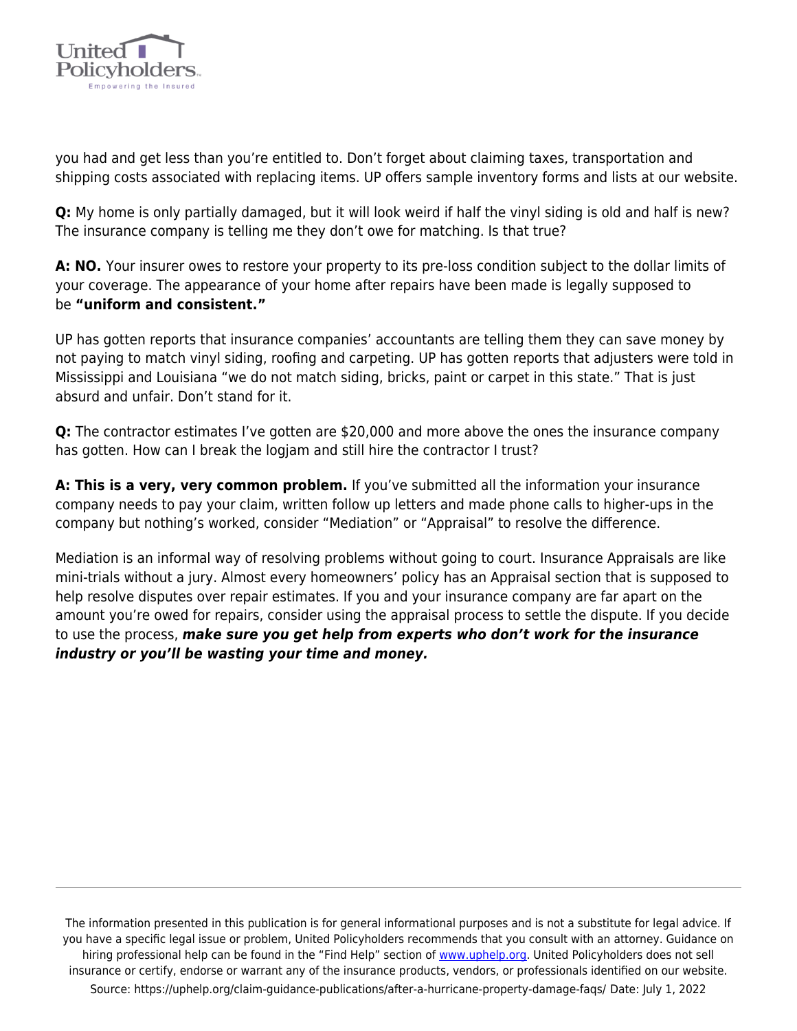you had and get less than you're entitled to. Don't forget about claiming taxes, transportation and shipping costs associated with replacing items. UP offers sample inventory forms and lists at our website.

**Q:** My home is only partially damaged, but it will look weird if half the vinyl siding is old and half is new? The insurance company is telling me they don't owe for matching. Is that true?

**A: NO.** Your insurer owes to restore your property to its pre-loss condition subject to the dollar limits of your coverage. The appearance of your home after repairs have been made is legally supposed to be **"uniform and consistent."**

UP has gotten reports that insurance companies' accountants are telling them they can save money by not paying to match vinyl siding, roofing and carpeting. UP has gotten reports that adjusters were told in Mississippi and Louisiana "we do not match siding, bricks, paint or carpet in this state." That is just absurd and unfair. Don't stand for it.

**Q:** The contractor estimates I've gotten are $20,000 and more above the ones the insurance company has gotten. How can I break the logjam and still hire the contractor I trust?

**A: This is a very, very common problem.** If you've submitted all the information your insurance company needs to pay your claim, written follow up letters and made phone calls to higher-ups in the company but nothing's worked, consider "Mediation" or "Appraisal" to resolve the difference.

Mediation is an informal way of resolving problems without going to court. Insurance Appraisals are like mini-trials without a jury. Almost every homeowners' policy has an Appraisal section that is supposed to help resolve disputes over repair estimates. If you and your insurance company are far apart on the amount you're owed for repairs, consider using the appraisal process to settle the dispute. If you decide to use the process, ***make sure you get help from experts who don't work for the insurance industry or you'll be wasting your time and money.***

The information presented in this publication is for general informational purposes and is not a substitute for legal advice. If you have a specific legal issue or problem, United Policyholders recommends that you consult with an attorney. Guidance on hiring professional help can be found in the "Find Help" section of www.uphelp.org. United Policyholders does not sell insurance or certify, endorse or warrant any of the insurance products, vendors, or professionals identified on our website.

Source: https://uphelp.org/claim-guidance-publications/after-a-hurricane-property-damage-faqs/ Date: July 1, 2022